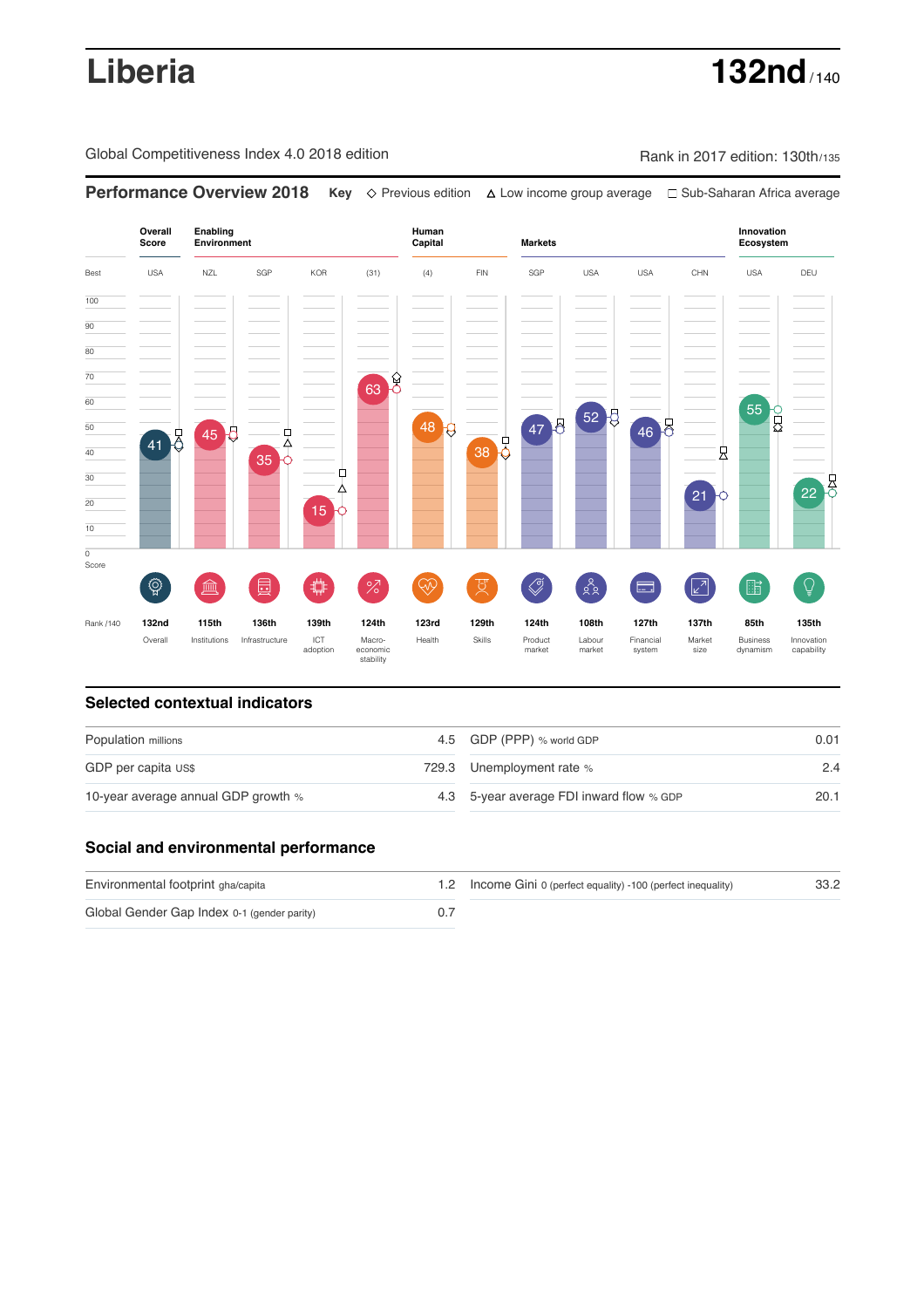# Liberia

**132nd** / 140

Global Competitiveness Index 4.0 2018 edition

Rank in 2017 edition: 130th/135

## Performance Overview 2018

**Key** ◇ Previous edition △ Low income group average □ Sub-Saharan Africa average

| | Overall Score | Enabling Environment | | | | Human Capital | | Markets | | | | Innovation Ecosystem | |
|---|---|---|---|---|---|---|---|---|---|---|---|---|---|
| Best | USA | NZL | SGP | KOR | (31) | (4) | FIN | SGP | USA | USA | CHN | USA | DEU |
| Score | 41 | 45 | 35 | 15 | 63 | 48 | 38 | 47 | 52 | 46 | 21 | 55 | 22 |
| Rank /140 | 132nd | 115th | 136th | 139th | 124th | 123rd | 129th | 124th | 108th | 127th | 137th | 85th | 135th |
| | Overall | Institutions | Infrastructure | ICT adoption | Macro-economic stability | Health | Skills | Product market | Labour market | Financial system | Market size | Business dynamism | Innovation capability |

## Selected contextual indicators

| | | | |
|---|---|---|---|
| Population millions | 4.5 | GDP (PPP) % world GDP | 0.01 |
| GDP per capita US$ | 729.3 | Unemployment rate % | 2.4 |
| 10-year average annual GDP growth % | 4.3 | 5-year average FDI inward flow % GDP | 20.1 |

## Social and environmental performance

| | | | |
|---|---|---|---|
| Environmental footprint gha/capita | 1.2 | Income Gini 0 (perfect equality) -100 (perfect inequality) | 33.2 |
| Global Gender Gap Index 0-1 (gender parity) | 0.7 | | |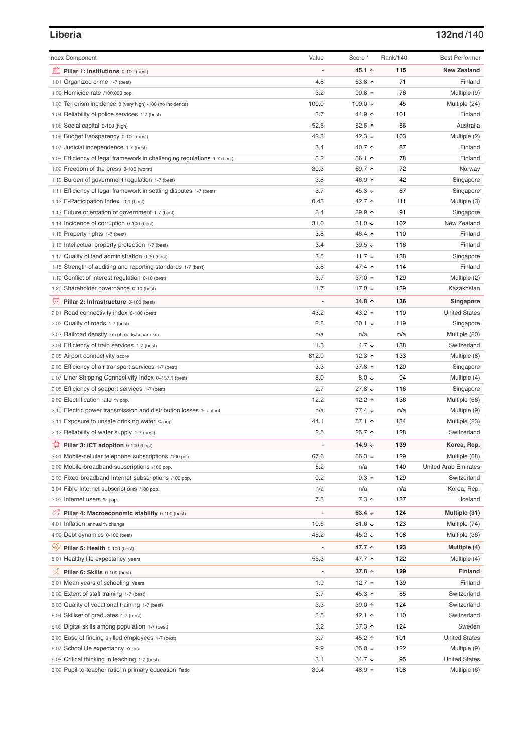## Liberia

**132nd/140**

| Index Component | Value | Score * | Rank/140 | Best Performer |
|---|---|---|---|---|
| **Pillar 1: Institutions** 0-100 (best) | - | **45.1 ↑** | **115** | **New Zealand** |
| 1.01 Organized crime 1-7 (best) | 4.8 | 63.8 ↑ | 71 | Finland |
| 1.02 Homicide rate /100,000 pop. | 3.2 | 90.8 = | 76 | Multiple (9) |
| 1.03 Terrorism incidence 0 (very high) -100 (no incidence) | 100.0 | 100.0 ↓ | 45 | Multiple (24) |
| 1.04 Reliability of police services 1-7 (best) | 3.7 | 44.9 ↑ | 101 | Finland |
| 1.05 Social capital 0-100 (high) | 52.6 | 52.6 ↑ | 56 | Australia |
| 1.06 Budget transparency 0-100 (best) | 42.3 | 42.3 = | 103 | Multiple (2) |
| 1.07 Judicial independence 1-7 (best) | 3.4 | 40.7 ↑ | 87 | Finland |
| 1.08 Efficiency of legal framework in challenging regulations 1-7 (best) | 3.2 | 36.1 ↑ | 78 | Finland |
| 1.09 Freedom of the press 0-100 (worst) | 30.3 | 69.7 ↑ | 72 | Norway |
| 1.10 Burden of government regulation 1-7 (best) | 3.8 | 46.9 ↑ | 42 | Singapore |
| 1.11 Efficiency of legal framework in settling disputes 1-7 (best) | 3.7 | 45.3 ↓ | 67 | Singapore |
| 1.12 E-Participation Index 0-1 (best) | 0.43 | 42.7 ↑ | 111 | Multiple (3) |
| 1.13 Future orientation of government 1-7 (best) | 3.4 | 39.9 ↑ | 91 | Singapore |
| 1.14 Incidence of corruption 0-100 (best) | 31.0 | 31.0 ↓ | 102 | New Zealand |
| 1.15 Property rights 1-7 (best) | 3.8 | 46.4 ↑ | 110 | Finland |
| 1.16 Intellectual property protection 1-7 (best) | 3.4 | 39.5 ↓ | 116 | Finland |
| 1.17 Quality of land administration 0-30 (best) | 3.5 | 11.7 = | 138 | Singapore |
| 1.18 Strength of auditing and reporting standards 1-7 (best) | 3.8 | 47.4 ↑ | 114 | Finland |
| 1.19 Conflict of interest regulation 0-10 (best) | 3.7 | 37.0 = | 129 | Multiple (2) |
| 1.20 Shareholder governance 0-10 (best) | 1.7 | 17.0 = | 139 | Kazakhstan |
| **Pillar 2: Infrastructure** 0-100 (best) | - | **34.8 ↑** | **136** | **Singapore** |
| 2.01 Road connectivity index 0-100 (best) | 43.2 | 43.2 = | 110 | United States |
| 2.02 Quality of roads 1-7 (best) | 2.8 | 30.1 ↓ | 119 | Singapore |
| 2.03 Railroad density km of roads/square km | n/a | n/a | n/a | Multiple (20) |
| 2.04 Efficiency of train services 1-7 (best) | 1.3 | 4.7 ↓ | 138 | Switzerland |
| 2.05 Airport connectivity score | 812.0 | 12.3 ↑ | 133 | Multiple (8) |
| 2.06 Efficiency of air transport services 1-7 (best) | 3.3 | 37.8 ↑ | 120 | Singapore |
| 2.07 Liner Shipping Connectivity Index 0–157.1 (best) | 8.0 | 8.0 ↓ | 94 | Multiple (4) |
| 2.08 Efficiency of seaport services 1-7 (best) | 2.7 | 27.8 ↓ | 116 | Singapore |
| 2.09 Electrification rate % pop. | 12.2 | 12.2 ↑ | 136 | Multiple (66) |
| 2.10 Electric power transmission and distribution losses % output | n/a | 77.4 ↓ | n/a | Multiple (9) |
| 2.11 Exposure to unsafe drinking water % pop. | 44.1 | 57.1 ↑ | 134 | Multiple (23) |
| 2.12 Reliability of water supply 1-7 (best) | 2.5 | 25.7 ↑ | 128 | Switzerland |
| **Pillar 3: ICT adoption** 0-100 (best) | - | **14.9 ↓** | **139** | **Korea, Rep.** |
| 3.01 Mobile-cellular telephone subscriptions /100 pop. | 67.6 | 56.3 = | 129 | Multiple (68) |
| 3.02 Mobile-broadband subscriptions /100 pop. | 5.2 | n/a | 140 | United Arab Emirates |
| 3.03 Fixed-broadband Internet subscriptions /100 pop. | 0.2 | 0.3 = | 129 | Switzerland |
| 3.04 Fibre Internet subscriptions /100 pop. | n/a | n/a | n/a | Korea, Rep. |
| 3.05 Internet users % pop. | 7.3 | 7.3 ↑ | 137 | Iceland |
| **Pillar 4: Macroeconomic stability** 0-100 (best) | - | **63.4 ↓** | **124** | **Multiple (31)** |
| 4.01 Inflation annual % change | 10.6 | 81.6 ↓ | 123 | Multiple (74) |
| 4.02 Debt dynamics 0-100 (best) | 45.2 | 45.2 ↓ | 108 | Multiple (36) |
| **Pillar 5: Health** 0-100 (best) | - | **47.7 ↑** | **123** | **Multiple (4)** |
| 5.01 Healthy life expectancy years | 55.3 | 47.7 ↑ | 122 | Multiple (4) |
| **Pillar 6: Skills** 0-100 (best) | - | **37.8 ↑** | **129** | **Finland** |
| 6.01 Mean years of schooling Years | 1.9 | 12.7 = | 139 | Finland |
| 6.02 Extent of staff training 1-7 (best) | 3.7 | 45.3 ↑ | 85 | Switzerland |
| 6.03 Quality of vocational training 1-7 (best) | 3.3 | 39.0 ↑ | 124 | Switzerland |
| 6.04 Skillset of graduates 1-7 (best) | 3.5 | 42.1 ↑ | 110 | Switzerland |
| 6.05 Digital skills among population 1-7 (best) | 3.2 | 37.3 ↑ | 124 | Sweden |
| 6.06 Ease of finding skilled employees 1-7 (best) | 3.7 | 45.2 ↑ | 101 | United States |
| 6.07 School life expectancy Years | 9.9 | 55.0 = | 122 | Multiple (9) |
| 6.08 Critical thinking in teaching 1-7 (best) | 3.1 | 34.7 ↓ | 95 | United States |
| 6.09 Pupil-to-teacher ratio in primary education Ratio | 30.4 | 48.9 = | 108 | Multiple (6) |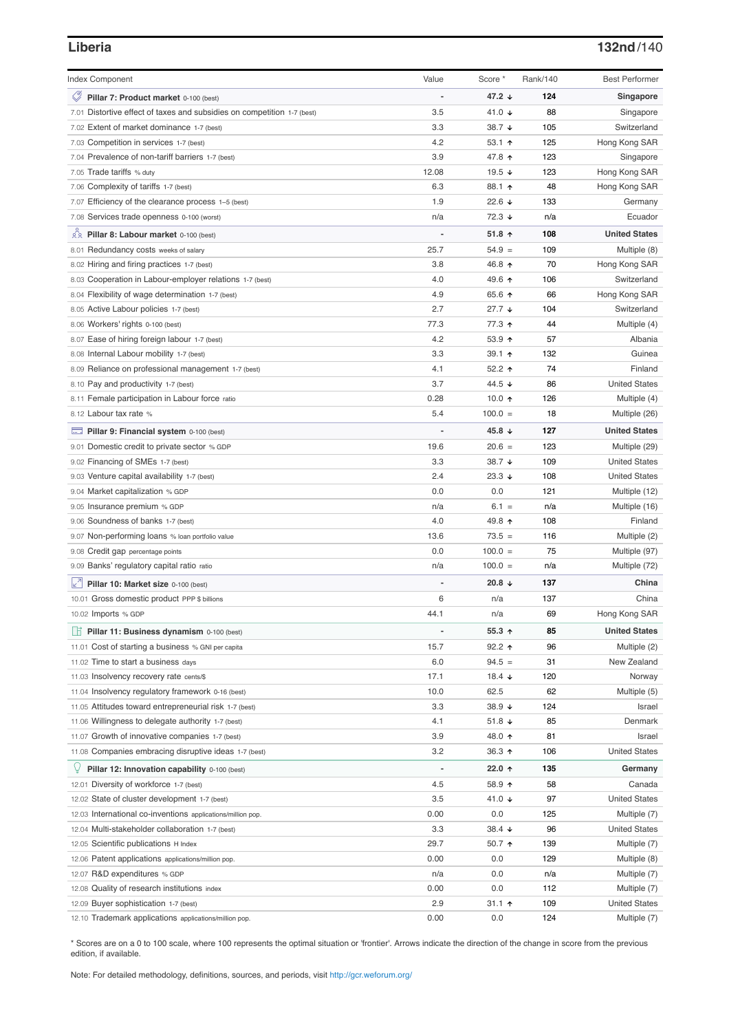## Liberia

**132nd**/140

| Index Component | Value | Score * | Rank/140 | Best Performer |
|---|---|---|---|---|
| **Pillar 7: Product market** 0-100 (best) | - | **47.2 ↓** | **124** | **Singapore** |
| 7.01 Distortive effect of taxes and subsidies on competition 1-7 (best) | 3.5 | 41.0 ↓ | 88 | Singapore |
| 7.02 Extent of market dominance 1-7 (best) | 3.3 | 38.7 ↓ | 105 | Switzerland |
| 7.03 Competition in services 1-7 (best) | 4.2 | 53.1 ↑ | 125 | Hong Kong SAR |
| 7.04 Prevalence of non-tariff barriers 1-7 (best) | 3.9 | 47.8 ↑ | 123 | Singapore |
| 7.05 Trade tariffs % duty | 12.08 | 19.5 ↓ | 123 | Hong Kong SAR |
| 7.06 Complexity of tariffs 1-7 (best) | 6.3 | 88.1 ↑ | 48 | Hong Kong SAR |
| 7.07 Efficiency of the clearance process 1–5 (best) | 1.9 | 22.6 ↓ | 133 | Germany |
| 7.08 Services trade openness 0-100 (worst) | n/a | 72.3 ↓ | n/a | Ecuador |
| **Pillar 8: Labour market** 0-100 (best) | - | **51.8 ↑** | **108** | **United States** |
| 8.01 Redundancy costs weeks of salary | 25.7 | 54.9 = | 109 | Multiple (8) |
| 8.02 Hiring and firing practices 1-7 (best) | 3.8 | 46.8 ↑ | 70 | Hong Kong SAR |
| 8.03 Cooperation in Labour-employer relations 1-7 (best) | 4.0 | 49.6 ↑ | 106 | Switzerland |
| 8.04 Flexibility of wage determination 1-7 (best) | 4.9 | 65.6 ↑ | 66 | Hong Kong SAR |
| 8.05 Active Labour policies 1-7 (best) | 2.7 | 27.7 ↓ | 104 | Switzerland |
| 8.06 Workers' rights 0-100 (best) | 77.3 | 77.3 ↑ | 44 | Multiple (4) |
| 8.07 Ease of hiring foreign labour 1-7 (best) | 4.2 | 53.9 ↑ | 57 | Albania |
| 8.08 Internal Labour mobility 1-7 (best) | 3.3 | 39.1 ↑ | 132 | Guinea |
| 8.09 Reliance on professional management 1-7 (best) | 4.1 | 52.2 ↑ | 74 | Finland |
| 8.10 Pay and productivity 1-7 (best) | 3.7 | 44.5 ↓ | 86 | United States |
| 8.11 Female participation in Labour force ratio | 0.28 | 10.0 ↑ | 126 | Multiple (4) |
| 8.12 Labour tax rate % | 5.4 | 100.0 = | 18 | Multiple (26) |
| **Pillar 9: Financial system** 0-100 (best) | - | **45.8 ↓** | **127** | **United States** |
| 9.01 Domestic credit to private sector % GDP | 19.6 | 20.6 = | 123 | Multiple (29) |
| 9.02 Financing of SMEs 1-7 (best) | 3.3 | 38.7 ↓ | 109 | United States |
| 9.03 Venture capital availability 1-7 (best) | 2.4 | 23.3 ↓ | 108 | United States |
| 9.04 Market capitalization % GDP | 0.0 | 0.0 | 121 | Multiple (12) |
| 9.05 Insurance premium % GDP | n/a | 6.1 = | n/a | Multiple (16) |
| 9.06 Soundness of banks 1-7 (best) | 4.0 | 49.8 ↑ | 108 | Finland |
| 9.07 Non-performing loans % loan portfolio value | 13.6 | 73.5 = | 116 | Multiple (2) |
| 9.08 Credit gap percentage points | 0.0 | 100.0 = | 75 | Multiple (97) |
| 9.09 Banks' regulatory capital ratio ratio | n/a | 100.0 = | n/a | Multiple (72) |
| **Pillar 10: Market size** 0-100 (best) | - | **20.8 ↓** | **137** | **China** |
| 10.01 Gross domestic product PPP $ billions | 6 | n/a | 137 | China |
| 10.02 Imports % GDP | 44.1 | n/a | 69 | Hong Kong SAR |
| **Pillar 11: Business dynamism** 0-100 (best) | - | **55.3 ↑** | **85** | **United States** |
| 11.01 Cost of starting a business % GNI per capita | 15.7 | 92.2 ↑ | 96 | Multiple (2) |
| 11.02 Time to start a business days | 6.0 | 94.5 = | 31 | New Zealand |
| 11.03 Insolvency recovery rate cents/$ | 17.1 | 18.4 ↓ | 120 | Norway |
| 11.04 Insolvency regulatory framework 0-16 (best) | 10.0 | 62.5 | 62 | Multiple (5) |
| 11.05 Attitudes toward entrepreneurial risk 1-7 (best) | 3.3 | 38.9 ↓ | 124 | Israel |
| 11.06 Willingness to delegate authority 1-7 (best) | 4.1 | 51.8 ↓ | 85 | Denmark |
| 11.07 Growth of innovative companies 1-7 (best) | 3.9 | 48.0 ↑ | 81 | Israel |
| 11.08 Companies embracing disruptive ideas 1-7 (best) | 3.2 | 36.3 ↑ | 106 | United States |
| **Pillar 12: Innovation capability** 0-100 (best) | - | **22.0 ↑** | **135** | **Germany** |
| 12.01 Diversity of workforce 1-7 (best) | 4.5 | 58.9 ↑ | 58 | Canada |
| 12.02 State of cluster development 1-7 (best) | 3.5 | 41.0 ↓ | 97 | United States |
| 12.03 International co-inventions applications/million pop. | 0.00 | 0.0 | 125 | Multiple (7) |
| 12.04 Multi-stakeholder collaboration 1-7 (best) | 3.3 | 38.4 ↓ | 96 | United States |
| 12.05 Scientific publications H Index | 29.7 | 50.7 ↑ | 139 | Multiple (7) |
| 12.06 Patent applications applications/million pop. | 0.00 | 0.0 | 129 | Multiple (8) |
| 12.07 R&D expenditures % GDP | n/a | 0.0 | n/a | Multiple (7) |
| 12.08 Quality of research institutions index | 0.00 | 0.0 | 112 | Multiple (7) |
| 12.09 Buyer sophistication 1-7 (best) | 2.9 | 31.1 ↑ | 109 | United States |
| 12.10 Trademark applications applications/million pop. | 0.00 | 0.0 | 124 | Multiple (7) |

* Scores are on a 0 to 100 scale, where 100 represents the optimal situation or 'frontier'. Arrows indicate the direction of the change in score from the previous edition, if available.

Note: For detailed methodology, definitions, sources, and periods, visit http://gcr.weforum.org/